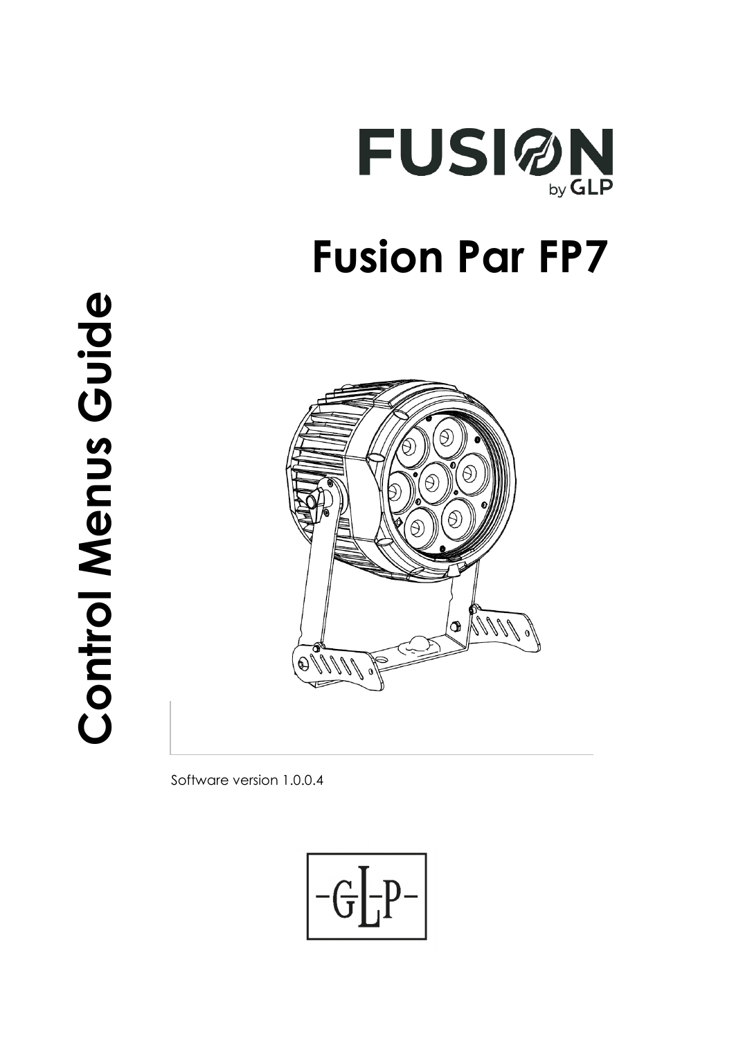# FUSION by GLP

# Fusion Par FP7

# Control Menus Guide

Software version 1.0.0.4

-GLP-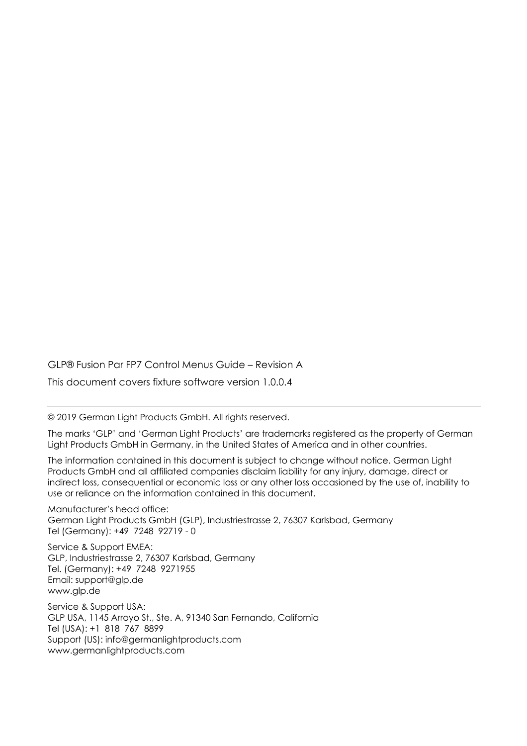GLP® Fusion Par FP7 Control Menus Guide – Revision A

This document covers fixture software version 1.0.0.4

---

© 2019 German Light Products GmbH. All rights reserved.

The marks 'GLP' and 'German Light Products' are trademarks registered as the property of German Light Products GmbH in Germany, in the United States of America and in other countries.

The information contained in this document is subject to change without notice. German Light Products GmbH and all affiliated companies disclaim liability for any injury, damage, direct or indirect loss, consequential or economic loss or any other loss occasioned by the use of, inability to use or reliance on the information contained in this document.

Manufacturer's head office:
German Light Products GmbH (GLP), Industriestrasse 2, 76307 Karlsbad, Germany
Tel (Germany): +49 7248 92719 - 0

Service & Support EMEA:
GLP, Industriestrasse 2, 76307 Karlsbad, Germany
Tel. (Germany): +49 7248 9271955
Email: support@glp.de
www.glp.de

Service & Support USA:
GLP USA, 1145 Arroyo St., Ste. A, 91340 San Fernando, California
Tel (USA): +1 818 767 8899
Support (US): info@germanlightproducts.com
www.germanlightproducts.com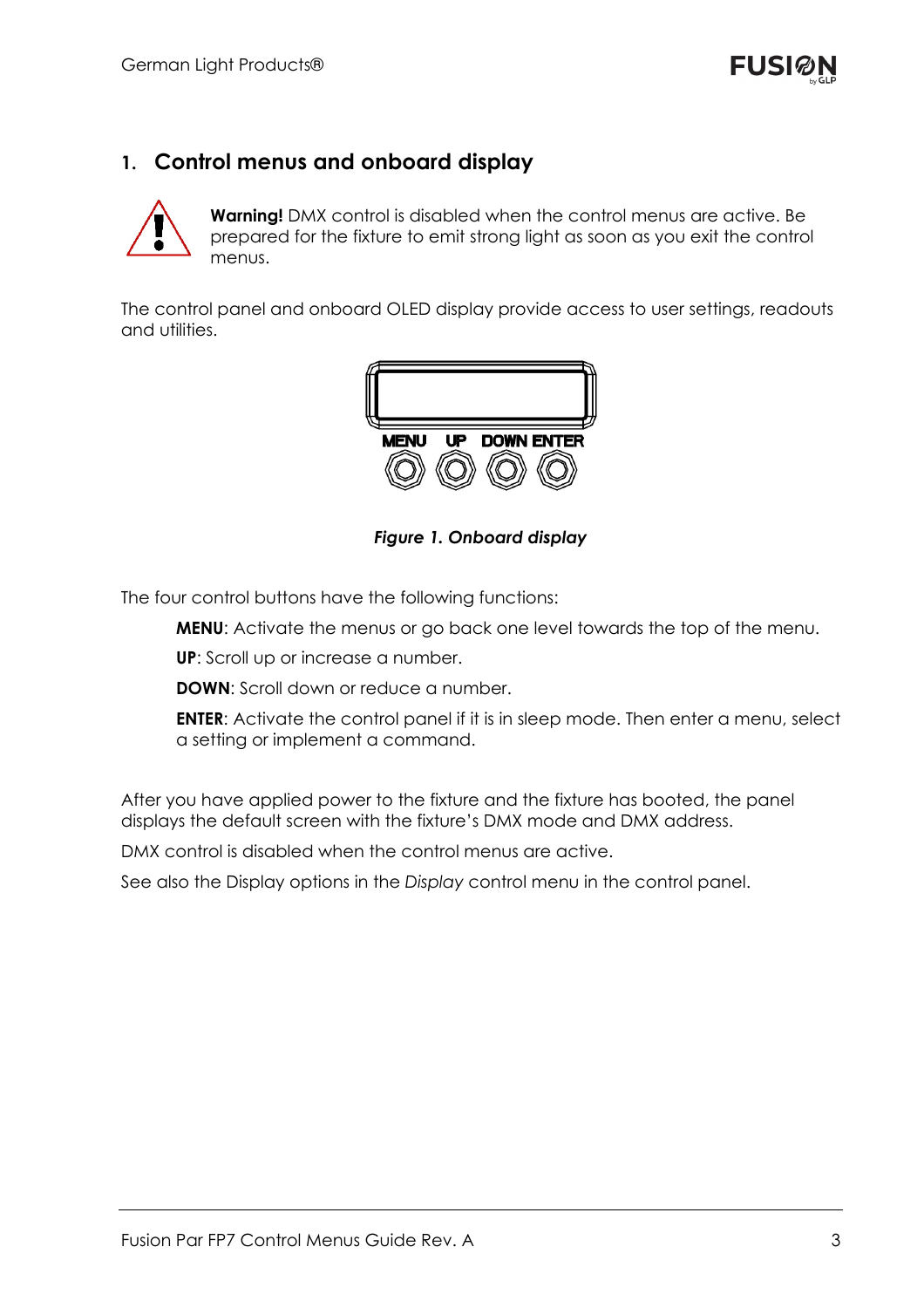## 1. Control menus and onboard display

**Warning!** DMX control is disabled when the control menus are active. Be prepared for the fixture to emit strong light as soon as you exit the control menus.

The control panel and onboard OLED display provide access to user settings, readouts and utilities.

***Figure 1. Onboard display***

The four control buttons have the following functions:

**MENU**: Activate the menus or go back one level towards the top of the menu.

**UP**: Scroll up or increase a number.

**DOWN**: Scroll down or reduce a number.

**ENTER**: Activate the control panel if it is in sleep mode. Then enter a menu, select a setting or implement a command.

After you have applied power to the fixture and the fixture has booted, the panel displays the default screen with the fixture's DMX mode and DMX address.

DMX control is disabled when the control menus are active.

See also the Display options in the *Display* control menu in the control panel.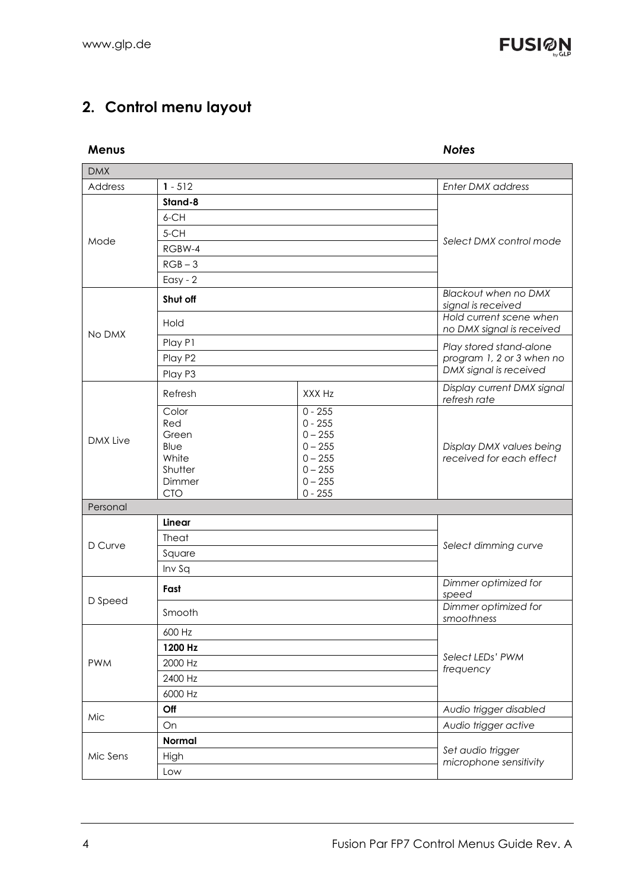## 2. Control menu layout

| **Menus** | | | ***Notes*** |
|---|---|---|---|
| DMX | | | |
| Address | **1** - 512 | | *Enter DMX address* |
| Mode | **Stand-8** | | *Select DMX control mode* |
| | 6-CH | | |
| | 5-CH | | |
| | RGBW-4 | | |
| | RGB – 3 | | |
| | Easy - 2 | | |
| No DMX | **Shut off** | | *Blackout when no DMX signal is received* |
| | Hold | | *Hold current scene when no DMX signal is received* |
| | Play P1 | | *Play stored stand-alone program 1, 2 or 3 when no DMX signal is received* |
| | Play P2 | | |
| | Play P3 | | |
| DMX Live | Refresh | XXX Hz | *Display current DMX signal refresh rate* |
| | Color<br>Red<br>Green<br>Blue<br>White<br>Shutter<br>Dimmer<br>CTO | 0 - 255<br>0 - 255<br>0 – 255<br>0 – 255<br>0 – 255<br>0 – 255<br>0 – 255<br>0 - 255 | *Display DMX values being received for each effect* |
| Personal | | | |
| D Curve | **Linear** | | *Select dimming curve* |
| | Theat | | |
| | Square | | |
| | Inv Sq | | |
| D Speed | **Fast** | | *Dimmer optimized for speed* |
| | Smooth | | *Dimmer optimized for smoothness* |
| PWM | 600 Hz | | *Select LEDs' PWM frequency* |
| | **1200 Hz** | | |
| | 2000 Hz | | |
| | 2400 Hz | | |
| | 6000 Hz | | |
| Mic | **Off** | | *Audio trigger disabled* |
| | On | | *Audio trigger active* |
| Mic Sens | **Normal** | | *Set audio trigger microphone sensitivity* |
| | High | | |
| | Low | | |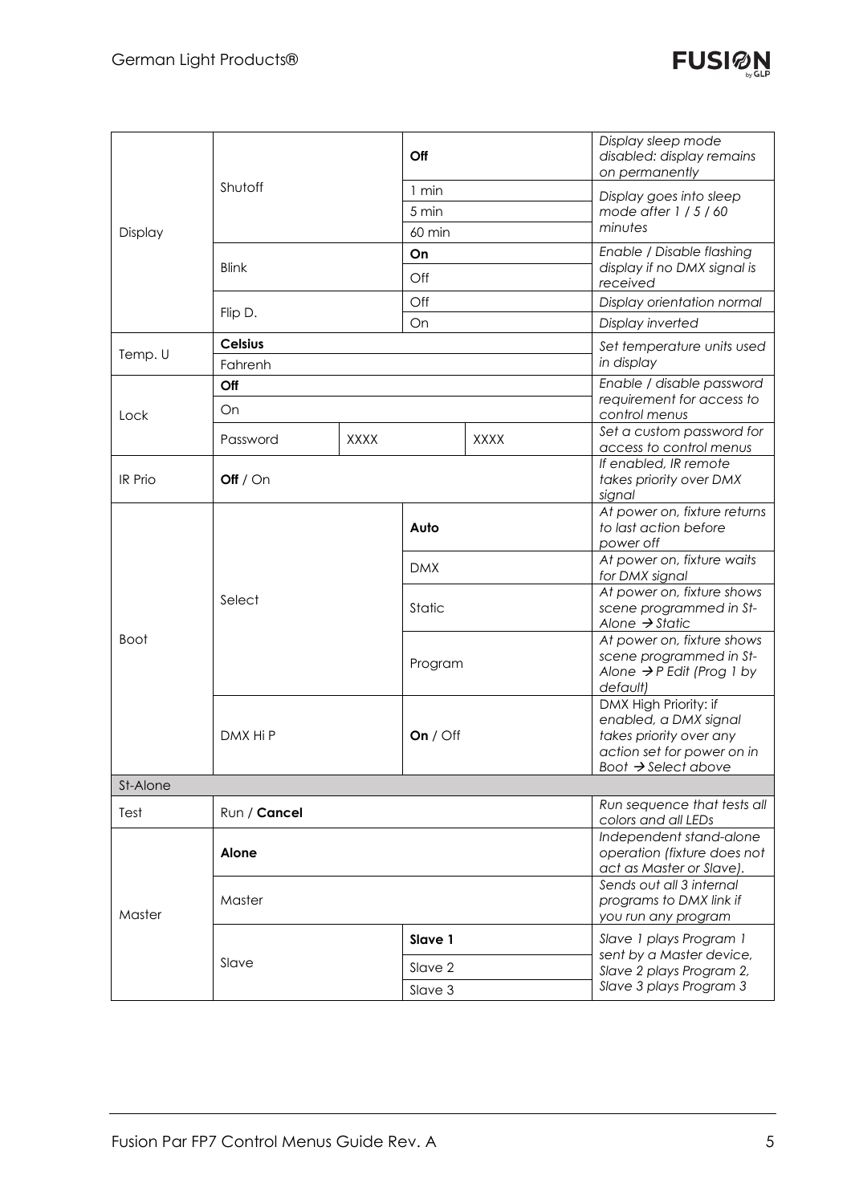| | | | | |
|---|---|---|---|---|
| Display | Shutoff | | **Off** | *Display sleep mode disabled: display remains on permanently* |
| | | | 1 min | *Display goes into sleep mode after 1 / 5 / 60 minutes* |
| | | | 5 min | |
| | | | 60 min | |
| | Blink | | **On** | *Enable / Disable flashing display if no DMX signal is received* |
| | | | Off | |
| | Flip D. | | Off | *Display orientation normal* |
| | | | On | *Display inverted* |
| Temp. U | **Celsius** | | | *Set temperature units used in display* |
| | Fahrenh | | | |
| Lock | **Off** | | | *Enable / disable password requirement for access to control menus* |
| | On | | | |
| | Password | XXXX | XXXX | *Set a custom password for access to control menus* |
| IR Prio | **Off** / On | | | *If enabled, IR remote takes priority over DMX signal* |
| Boot | Select | | **Auto** | *At power on, fixture returns to last action before power off* |
| | | | DMX | *At power on, fixture waits for DMX signal* |
| | | | Static | *At power on, fixture shows scene programmed in St-Alone → Static* |
| | | | Program | *At power on, fixture shows scene programmed in St-Alone → P Edit (Prog 1 by default)* |
| | DMX Hi P | | **On** / Off | *DMX High Priority: if enabled, a DMX signal takes priority over any action set for power on in Boot → Select above* |
| St-Alone | | | | |
| Test | Run / **Cancel** | | | *Run sequence that tests all colors and all LEDs* |
| Master | **Alone** | | | *Independent stand-alone operation (fixture does not act as Master or Slave).* |
| | Master | | | *Sends out all 3 internal programs to DMX link if you run any program* |
| | Slave | | **Slave 1** | *Slave 1 plays Program 1 sent by a Master device, Slave 2 plays Program 2, Slave 3 plays Program 3* |
| | | | Slave 2 | |
| | | | Slave 3 | |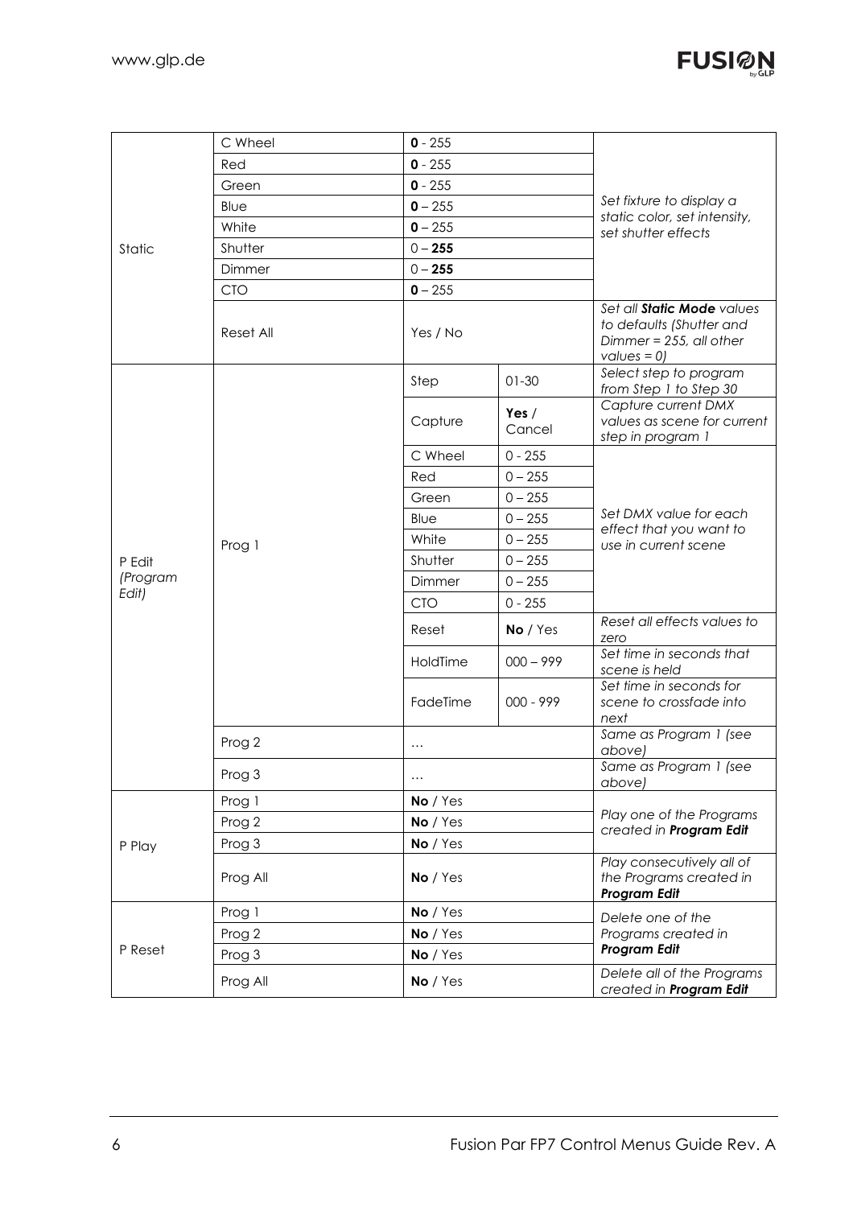| | | | | |
|---|---|---|---|---|
| Static | C Wheel | **0** - 255 | | *Set fixture to display a static color, set intensity, set shutter effects* |
| | Red | **0** - 255 | | |
| | Green | **0** - 255 | | |
| | Blue | **0** – 255 | | |
| | White | **0** – 255 | | |
| | Shutter | 0 – **255** | | |
| | Dimmer | 0 – **255** | | |
| | CTO | **0** – 255 | | |
| | Reset All | Yes / No | | *Set all **Static Mode** values to defaults (Shutter and Dimmer = 255, all other values = 0)* |
| P Edit (Program Edit) | Prog 1 | Step | 01-30 | *Select step to program from Step 1 to Step 30* |
| | | Capture | **Yes** / Cancel | *Capture current DMX values as scene for current step in program 1* |
| | | C Wheel | 0 - 255 | *Set DMX value for each effect that you want to use in current scene* |
| | | Red | 0 – 255 | |
| | | Green | 0 – 255 | |
| | | Blue | 0 – 255 | |
| | | White | 0 – 255 | |
| | | Shutter | 0 – 255 | |
| | | Dimmer | 0 – 255 | |
| | | CTO | 0 - 255 | |
| | | Reset | **No** / Yes | *Reset all effects values to zero* |
| | | HoldTime | 000 – 999 | *Set time in seconds that scene is held* |
| | | FadeTime | 000 - 999 | *Set time in seconds for scene to crossfade into next* |
| | Prog 2 | … | | *Same as Program 1 (see above)* |
| | Prog 3 | … | | *Same as Program 1 (see above)* |
| P Play | Prog 1 | **No** / Yes | | *Play one of the Programs created in **Program Edit*** |
| | Prog 2 | **No** / Yes | | |
| | Prog 3 | **No** / Yes | | |
| | Prog All | **No** / Yes | | *Play consecutively all of the Programs created in **Program Edit*** |
| P Reset | Prog 1 | **No** / Yes | | *Delete one of the Programs created in **Program Edit*** |
| | Prog 2 | **No** / Yes | | |
| | Prog 3 | **No** / Yes | | |
| | Prog All | **No** / Yes | | *Delete all of the Programs created in **Program Edit*** |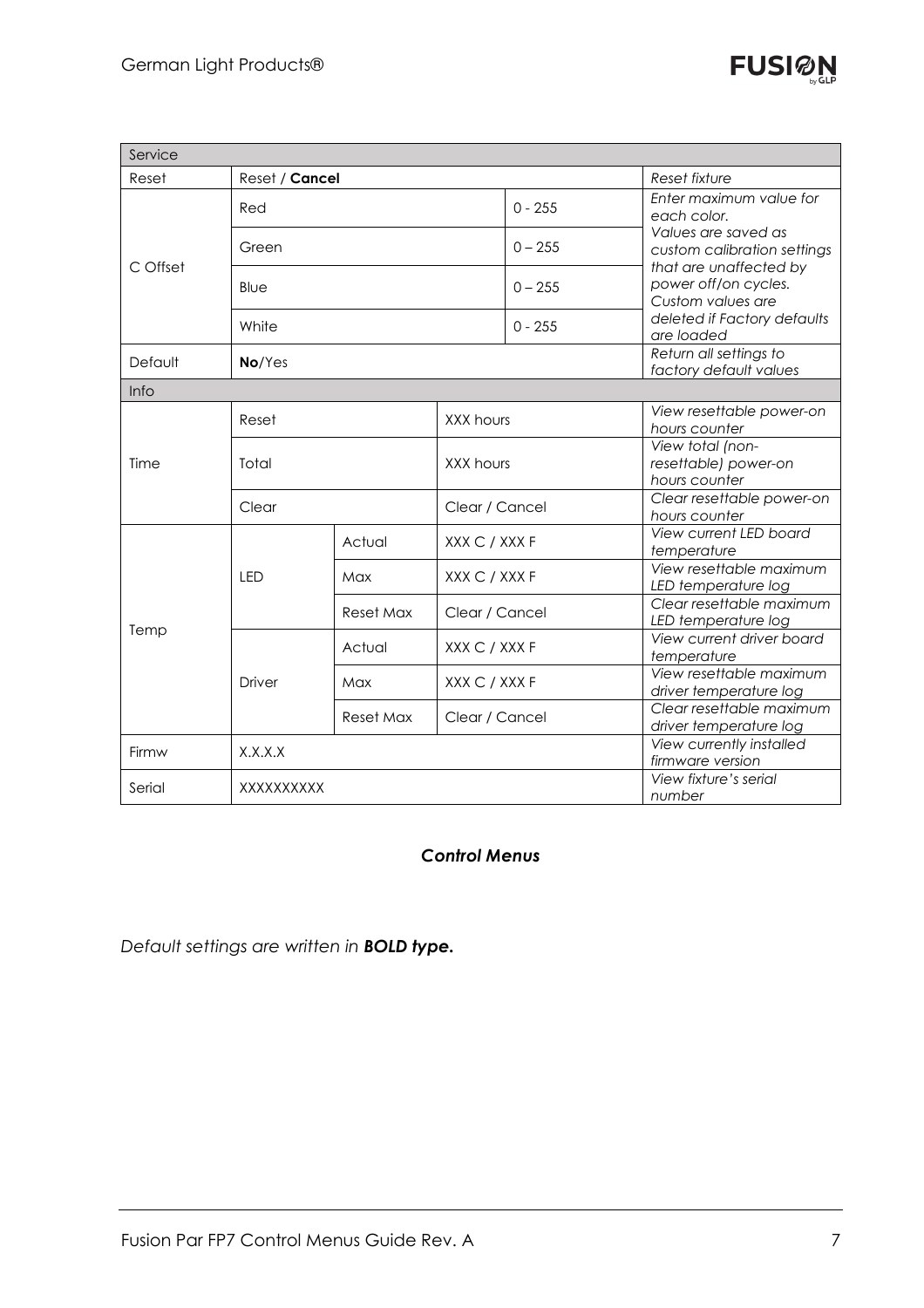| Service | | | | |
|---|---|---|---|---|
| Reset | Reset / **Cancel** | | | *Reset fixture* |
| C Offset | Red | | 0 - 255 | *Enter maximum value for each color. Values are saved as custom calibration settings that are unaffected by power off/on cycles. Custom values are deleted if Factory defaults are loaded* |
| | Green | | 0 – 255 | |
| | Blue | | 0 – 255 | |
| | White | | 0 - 255 | |
| Default | **No**/Yes | | | *Return all settings to factory default values* |
| **Info** | | | | |
| Time | Reset | | XXX hours | *View resettable power-on hours counter* |
| | Total | | XXX hours | *View total (non-resettable) power-on hours counter* |
| | Clear | | Clear / Cancel | *Clear resettable power-on hours counter* |
| Temp | LED | Actual | XXX C / XXX F | *View current LED board temperature* |
| | | Max | XXX C / XXX F | *View resettable maximum LED temperature log* |
| | | Reset Max | Clear / Cancel | *Clear resettable maximum LED temperature log* |
| | Driver | Actual | XXX C / XXX F | *View current driver board temperature* |
| | | Max | XXX C / XXX F | *View resettable maximum driver temperature log* |
| | | Reset Max | Clear / Cancel | *Clear resettable maximum driver temperature log* |
| Firmw | X.X.X.X | | | *View currently installed firmware version* |
| Serial | XXXXXXXXXX | | | *View fixture's serial number* |

***Control Menus***

*Default settings are written in* ***BOLD type.***